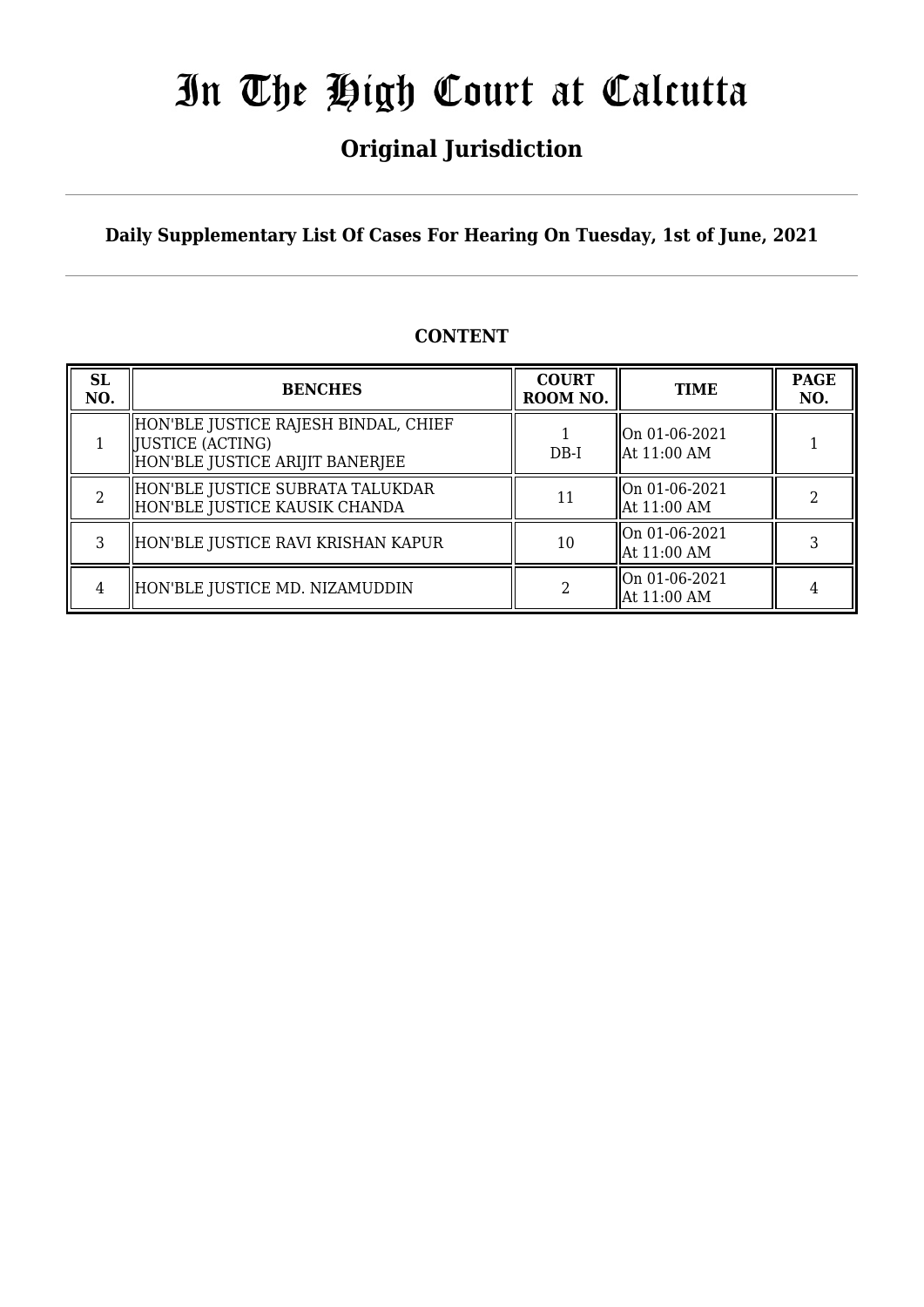# In The High Court at Calcutta

## Original Jurisdiction

**Daily Supplementary List Of Cases For Hearing On Tuesday, 1st of June, 2021**

### CONTENT

| SL NO. | BENCHES | COURT ROOM NO. | TIME | PAGE NO. |
|---|---|---|---|---|
| 1 | HON'BLE JUSTICE RAJESH BINDAL, CHIEF JUSTICE (ACTING)<br>HON'BLE JUSTICE ARIJIT BANERJEE | 1<br>DB-I | On 01-06-2021<br>At 11:00 AM | 1 |
| 2 | HON'BLE JUSTICE SUBRATA TALUKDAR<br>HON'BLE JUSTICE KAUSIK CHANDA | 11 | On 01-06-2021<br>At 11:00 AM | 2 |
| 3 | HON'BLE JUSTICE RAVI KRISHAN KAPUR | 10 | On 01-06-2021<br>At 11:00 AM | 3 |
| 4 | HON'BLE JUSTICE MD. NIZAMUDDIN | 2 | On 01-06-2021<br>At 11:00 AM | 4 |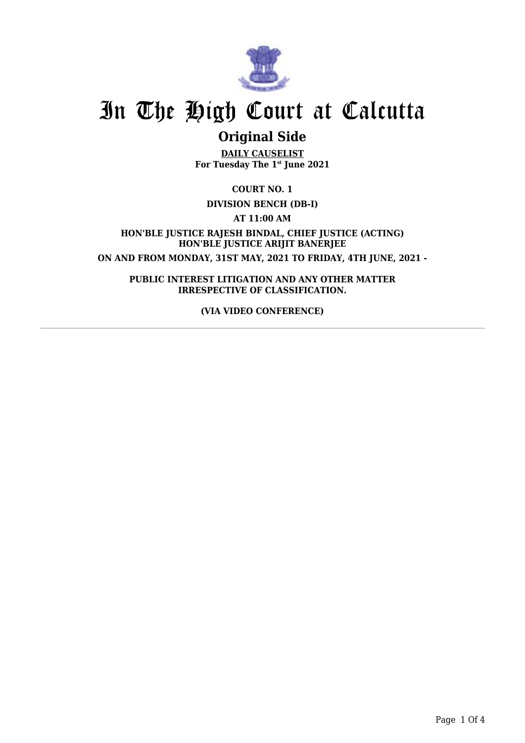# In The High Court at Calcutta

## Original Side

**DAILY CAUSELIST**
**For Tuesday The 1st June 2021**

**COURT NO. 1**

**DIVISION BENCH (DB-I)**

**AT 11:00 AM**

**HON'BLE JUSTICE RAJESH BINDAL, CHIEF JUSTICE (ACTING)**
**HON'BLE JUSTICE ARIJIT BANERJEE**

**ON AND FROM MONDAY, 31ST MAY, 2021 TO FRIDAY, 4TH JUNE, 2021 -**

**PUBLIC INTEREST LITIGATION AND ANY OTHER MATTER IRRESPECTIVE OF CLASSIFICATION.**

**(VIA VIDEO CONFERENCE)**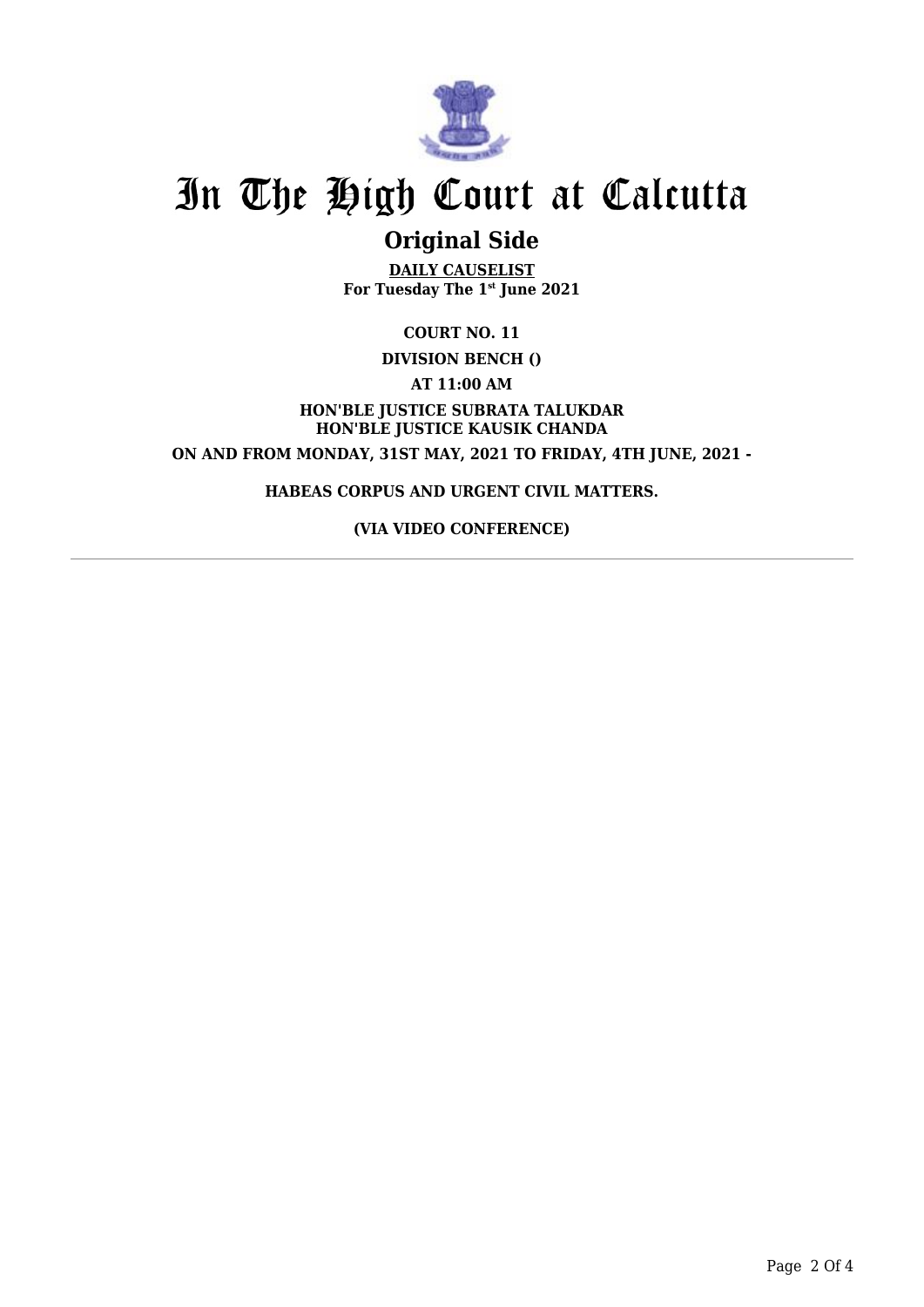# In The High Court at Calcutta

## Original Side

**DAILY CAUSELIST**
**For Tuesday The 1st June 2021**

**COURT NO. 11**

**DIVISION BENCH ()**

**AT 11:00 AM**

**HON'BLE JUSTICE SUBRATA TALUKDAR**
**HON'BLE JUSTICE KAUSIK CHANDA**

**ON AND FROM MONDAY, 31ST MAY, 2021 TO FRIDAY, 4TH JUNE, 2021 -**

**HABEAS CORPUS AND URGENT CIVIL MATTERS.**

**(VIA VIDEO CONFERENCE)**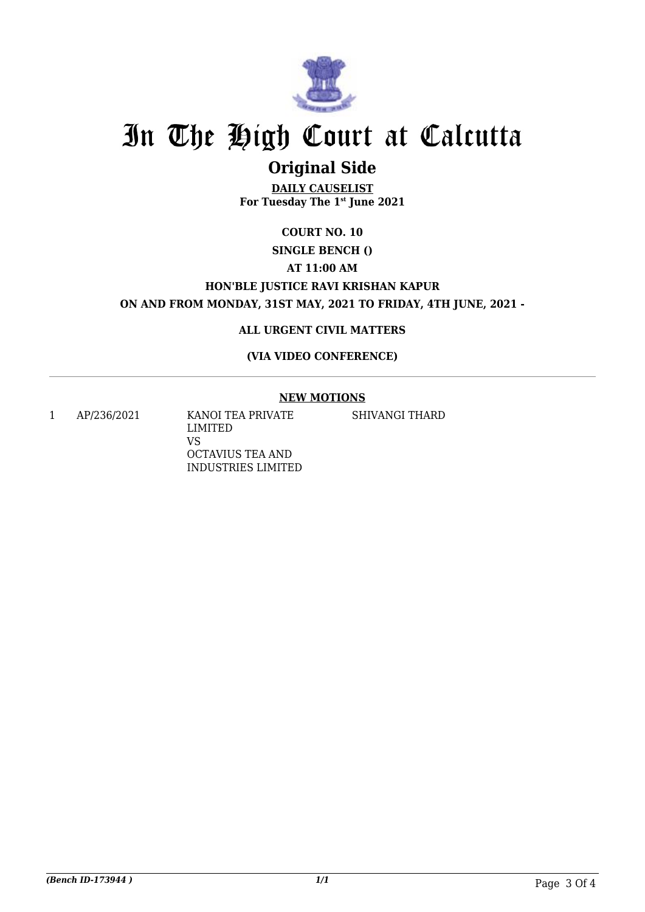# In The High Court at Calcutta

## Original Side

**DAILY CAUSELIST**

**For Tuesday The 1st June 2021**

**COURT NO. 10**

**SINGLE BENCH ()**

**AT 11:00 AM**

**HON'BLE JUSTICE RAVI KRISHAN KAPUR**

**ON AND FROM MONDAY, 31ST MAY, 2021 TO FRIDAY, 4TH JUNE, 2021 -**

**ALL URGENT CIVIL MATTERS**

**(VIA VIDEO CONFERENCE)**

---

**NEW MOTIONS**

| | | | |
|---|---|---|---|
| 1 | AP/236/2021 | KANOI TEA PRIVATE LIMITED<br>VS<br>OCTAVIUS TEA AND INDUSTRIES LIMITED | SHIVANGI THARD |

*(Bench ID-173944 )*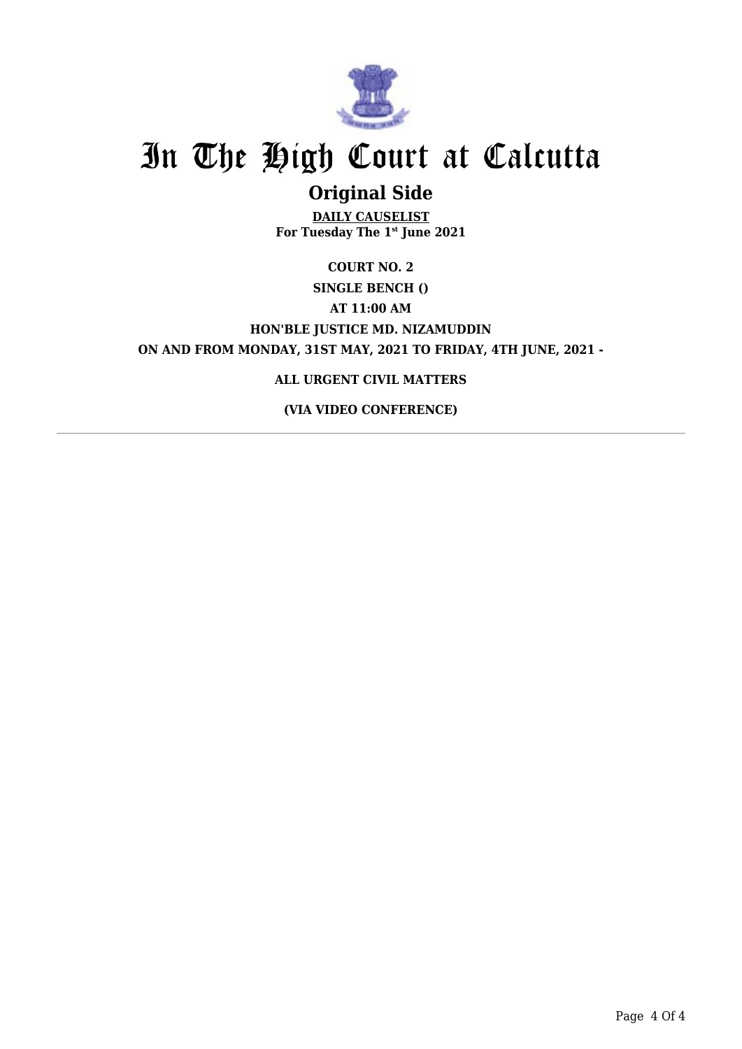# In The High Court at Calcutta

## Original Side

**DAILY CAUSELIST**
**For Tuesday The 1st June 2021**

**COURT NO. 2**

**SINGLE BENCH ()**

**AT 11:00 AM**

**HON'BLE JUSTICE MD. NIZAMUDDIN**

**ON AND FROM MONDAY, 31ST MAY, 2021 TO FRIDAY, 4TH JUNE, 2021 -**

**ALL URGENT CIVIL MATTERS**

**(VIA VIDEO CONFERENCE)**

---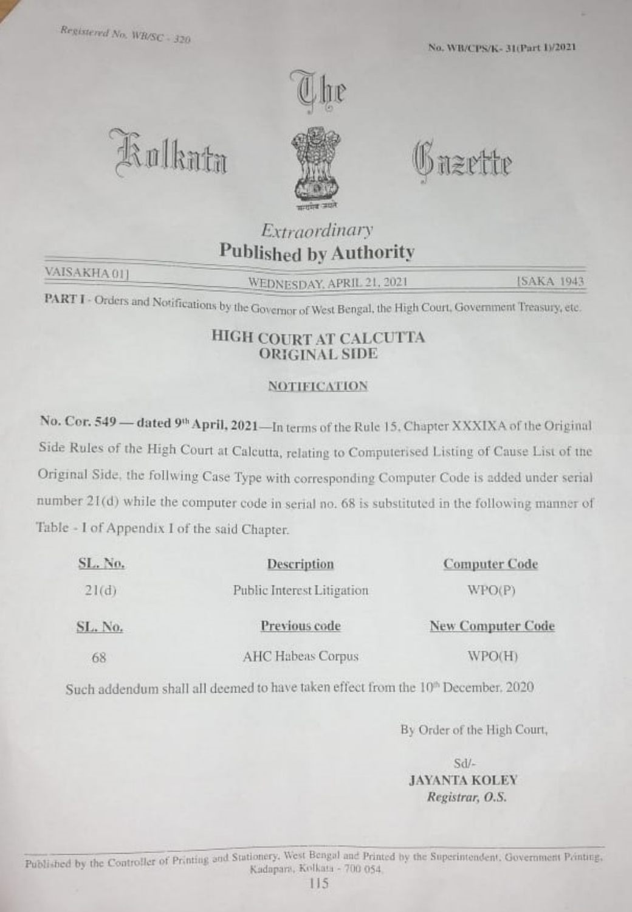Registered No. WB/SC - 320

No. WB/CPS/K- 31(Part I)/2021

# The Kolkata Gazette

*Extraordinary*

**Published by Authority**

VAISAKHA 01] WEDNESDAY, APRIL 21, 2021 [SAKA 1943

**PART I** - Orders and Notifications by the Governor of West Bengal, the High Court, Government Treasury, etc.

## HIGH COURT AT CALCUTTA
## ORIGINAL SIDE

### NOTIFICATION

**No. Cor. 549 — dated 9th April, 2021**—In terms of the Rule 15, Chapter XXXIXA of the Original Side Rules of the High Court at Calcutta, relating to Computerised Listing of Cause List of the Original Side, the follwing Case Type with corresponding Computer Code is added under serial number 21(d) while the computer code in serial no. 68 is substituted in the following manner of Table - I of Appendix I of the said Chapter.

| SL. No. | Description | Computer Code |
|---|---|---|
| 21(d) | Public Interest Litigation | WPO(P) |

| SL. No. | Previous code | New Computer Code |
|---|---|---|
| 68 | AHC Habeas Corpus | WPO(H) |

Such addendum shall all deemed to have taken effect from the 10th December, 2020

By Order of the High Court,

Sd/-
**JAYANTA KOLEY**
*Registrar, O.S.*

Published by the Controller of Printing and Stationery, West Bengal and Printed by the Superintendent, Government Printing, Kadapara, Kolkata - 700 054.